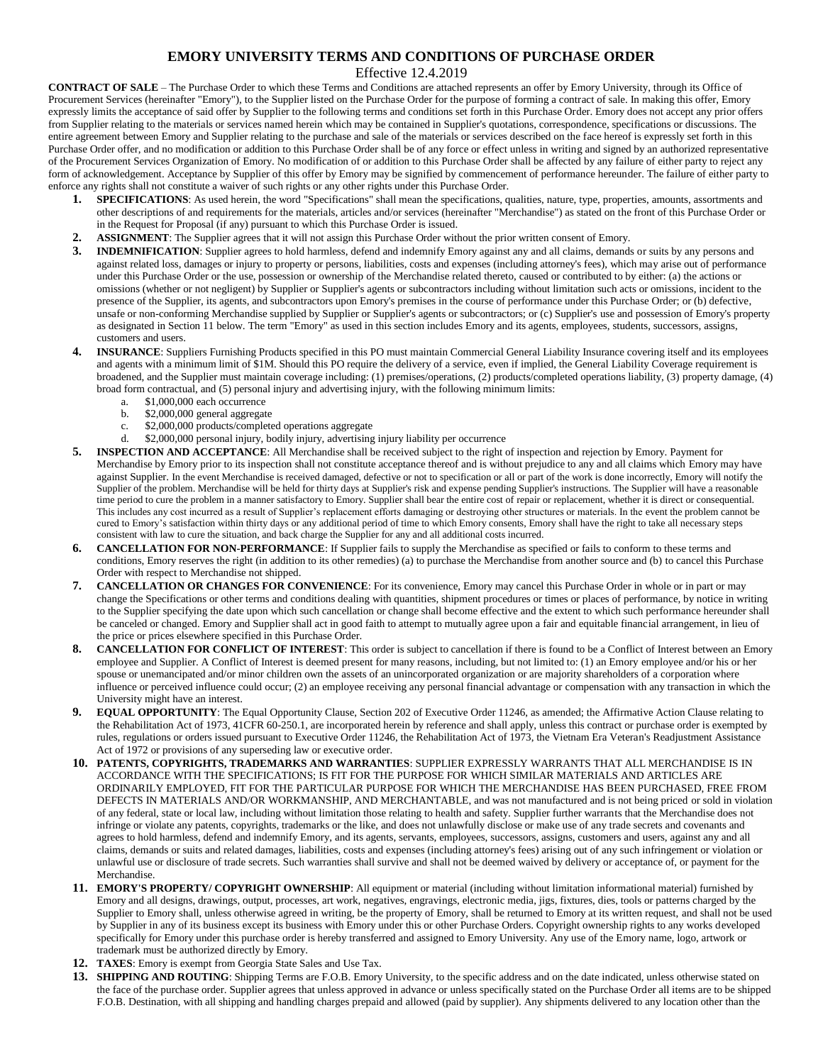# EMORY UNIVERSITY TERMS AND CONDITIONS OF PURCHASE ORDER

Effective 12.4.2019

**CONTRACT OF SALE** – The Purchase Order to which these Terms and Conditions are attached represents an offer by Emory University, through its Office of Procurement Services (hereinafter "Emory"), to the Supplier listed on the Purchase Order for the purpose of forming a contract of sale. In making this offer, Emory expressly limits the acceptance of said offer by Supplier to the following terms and conditions set forth in this Purchase Order. Emory does not accept any prior offers from Supplier relating to the materials or services named herein which may be contained in Supplier's quotations, correspondence, specifications or discussions. The entire agreement between Emory and Supplier relating to the purchase and sale of the materials or services described on the face hereof is expressly set forth in this Purchase Order offer, and no modification or addition to this Purchase Order shall be of any force or effect unless in writing and signed by an authorized representative of the Procurement Services Organization of Emory. No modification of or addition to this Purchase Order shall be affected by any failure of either party to reject any form of acknowledgement. Acceptance by Supplier of this offer by Emory may be signified by commencement of performance hereunder. The failure of either party to enforce any rights shall not constitute a waiver of such rights or any other rights under this Purchase Order.

1. **SPECIFICATIONS**: As used herein, the word "Specifications" shall mean the specifications, qualities, nature, type, properties, amounts, assortments and other descriptions of and requirements for the materials, articles and/or services (hereinafter "Merchandise") as stated on the front of this Purchase Order or in the Request for Proposal (if any) pursuant to which this Purchase Order is issued.
2. **ASSIGNMENT**: The Supplier agrees that it will not assign this Purchase Order without the prior written consent of Emory.
3. **INDEMNIFICATION**: Supplier agrees to hold harmless, defend and indemnify Emory against any and all claims, demands or suits by any persons and against related loss, damages or injury to property or persons, liabilities, costs and expenses (including attorney's fees), which may arise out of performance under this Purchase Order or the use, possession or ownership of the Merchandise related thereto, caused or contributed to by either: (a) the actions or omissions (whether or not negligent) by Supplier or Supplier's agents or subcontractors including without limitation such acts or omissions, incident to the presence of the Supplier, its agents, and subcontractors upon Emory's premises in the course of performance under this Purchase Order; or (b) defective, unsafe or non-conforming Merchandise supplied by Supplier or Supplier's agents or subcontractors; or (c) Supplier's use and possession of Emory's property as designated in Section 11 below. The term "Emory" as used in this section includes Emory and its agents, employees, students, successors, assigns, customers and users.
4. **INSURANCE**: Suppliers Furnishing Products specified in this PO must maintain Commercial General Liability Insurance covering itself and its employees and agents with a minimum limit of $1M. Should this PO require the delivery of a service, even if implied, the General Liability Coverage requirement is broadened, and the Supplier must maintain coverage including: (1) premises/operations, (2) products/completed operations liability, (3) property damage, (4) broad form contractual, and (5) personal injury and advertising injury, with the following minimum limits:
   a. $1,000,000 each occurrence
   b. $2,000,000 general aggregate
   c. $2,000,000 products/completed operations aggregate
   d. $2,000,000 personal injury, bodily injury, advertising injury liability per occurrence
5. **INSPECTION AND ACCEPTANCE**: All Merchandise shall be received subject to the right of inspection and rejection by Emory. Payment for Merchandise by Emory prior to its inspection shall not constitute acceptance thereof and is without prejudice to any and all claims which Emory may have against Supplier. In the event Merchandise is received damaged, defective or not to specification or all or part of the work is done incorrectly, Emory will notify the Supplier of the problem. Merchandise will be held for thirty days at Supplier's risk and expense pending Supplier's instructions. The Supplier will have a reasonable time period to cure the problem in a manner satisfactory to Emory. Supplier shall bear the entire cost of repair or replacement, whether it is direct or consequential. This includes any cost incurred as a result of Supplier's replacement efforts damaging or destroying other structures or materials. In the event the problem cannot be cured to Emory's satisfaction within thirty days or any additional period of time to which Emory consents, Emory shall have the right to take all necessary steps consistent with law to cure the situation, and back charge the Supplier for any and all additional costs incurred.
6. **CANCELLATION FOR NON-PERFORMANCE**: If Supplier fails to supply the Merchandise as specified or fails to conform to these terms and conditions, Emory reserves the right (in addition to its other remedies) (a) to purchase the Merchandise from another source and (b) to cancel this Purchase Order with respect to Merchandise not shipped.
7. **CANCELLATION OR CHANGES FOR CONVENIENCE**: For its convenience, Emory may cancel this Purchase Order in whole or in part or may change the Specifications or other terms and conditions dealing with quantities, shipment procedures or times or places of performance, by notice in writing to the Supplier specifying the date upon which such cancellation or change shall become effective and the extent to which such performance hereunder shall be canceled or changed. Emory and Supplier shall act in good faith to attempt to mutually agree upon a fair and equitable financial arrangement, in lieu of the price or prices elsewhere specified in this Purchase Order.
8. **CANCELLATION FOR CONFLICT OF INTEREST**: This order is subject to cancellation if there is found to be a Conflict of Interest between an Emory employee and Supplier. A Conflict of Interest is deemed present for many reasons, including, but not limited to: (1) an Emory employee and/or his or her spouse or unemancipated and/or minor children own the assets of an unincorporated organization or are majority shareholders of a corporation where influence or perceived influence could occur; (2) an employee receiving any personal financial advantage or compensation with any transaction in which the University might have an interest.
9. **EQUAL OPPORTUNITY**: The Equal Opportunity Clause, Section 202 of Executive Order 11246, as amended; the Affirmative Action Clause relating to the Rehabilitation Act of 1973, 41CFR 60-250.1, are incorporated herein by reference and shall apply, unless this contract or purchase order is exempted by rules, regulations or orders issued pursuant to Executive Order 11246, the Rehabilitation Act of 1973, the Vietnam Era Veteran's Readjustment Assistance Act of 1972 or provisions of any superseding law or executive order.
10. **PATENTS, COPYRIGHTS, TRADEMARKS AND WARRANTIES**: SUPPLIER EXPRESSLY WARRANTS THAT ALL MERCHANDISE IS IN ACCORDANCE WITH THE SPECIFICATIONS; IS FIT FOR THE PURPOSE FOR WHICH SIMILAR MATERIALS AND ARTICLES ARE ORDINARILY EMPLOYED, FIT FOR THE PARTICULAR PURPOSE FOR WHICH THE MERCHANDISE HAS BEEN PURCHASED, FREE FROM DEFECTS IN MATERIALS AND/OR WORKMANSHIP, AND MERCHANTABLE, and was not manufactured and is not being priced or sold in violation of any federal, state or local law, including without limitation those relating to health and safety. Supplier further warrants that the Merchandise does not infringe or violate any patents, copyrights, trademarks or the like, and does not unlawfully disclose or make use of any trade secrets and covenants and agrees to hold harmless, defend and indemnify Emory, and its agents, servants, employees, successors, assigns, customers and users, against any and all claims, demands or suits and related damages, liabilities, costs and expenses (including attorney's fees) arising out of any such infringement or violation or unlawful use or disclosure of trade secrets. Such warranties shall survive and shall not be deemed waived by delivery or acceptance of, or payment for the Merchandise.
11. **EMORY'S PROPERTY/ COPYRIGHT OWNERSHIP**: All equipment or material (including without limitation informational material) furnished by Emory and all designs, drawings, output, processes, art work, negatives, engravings, electronic media, jigs, fixtures, dies, tools or patterns charged by the Supplier to Emory shall, unless otherwise agreed in writing, be the property of Emory, shall be returned to Emory at its written request, and shall not be used by Supplier in any of its business except its business with Emory under this or other Purchase Orders. Copyright ownership rights to any works developed specifically for Emory under this purchase order is hereby transferred and assigned to Emory University. Any use of the Emory name, logo, artwork or trademark must be authorized directly by Emory.
12. **TAXES**: Emory is exempt from Georgia State Sales and Use Tax.
13. **SHIPPING AND ROUTING**: Shipping Terms are F.O.B. Emory University, to the specific address and on the date indicated, unless otherwise stated on the face of the purchase order. Supplier agrees that unless approved in advance or unless specifically stated on the Purchase Order all items are to be shipped F.O.B. Destination, with all shipping and handling charges prepaid and allowed (paid by supplier). Any shipments delivered to any location other than the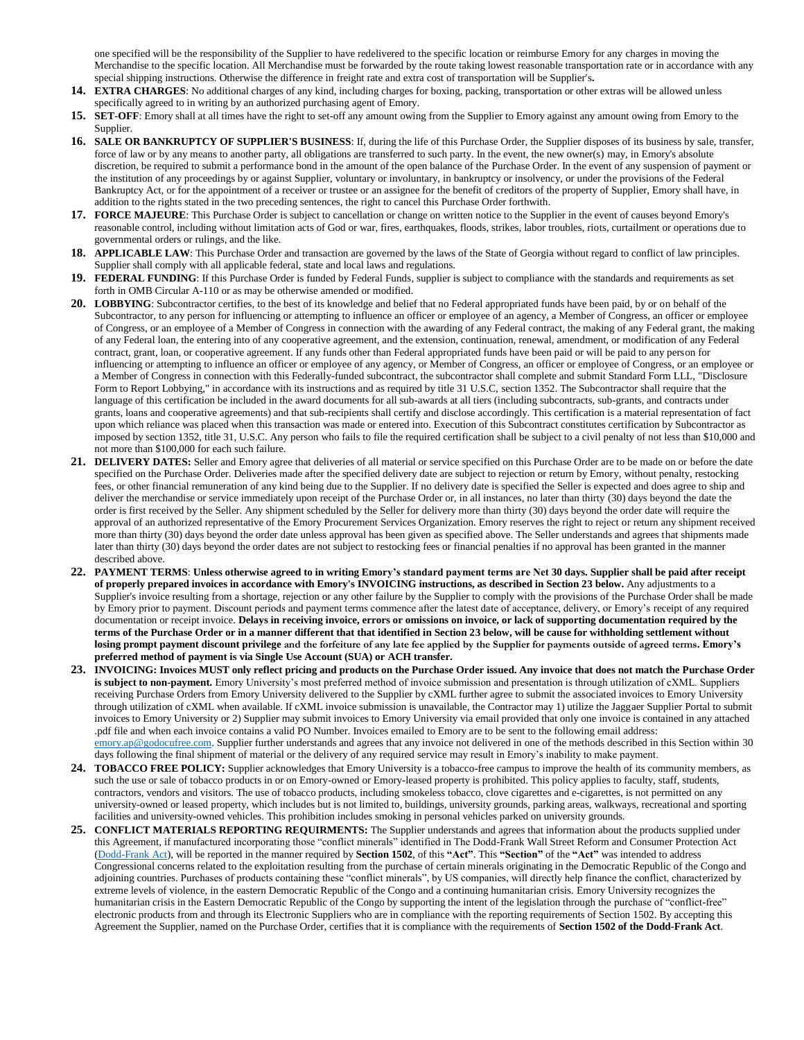one specified will be the responsibility of the Supplier to have redelivered to the specific location or reimburse Emory for any charges in moving the Merchandise to the specific location. All Merchandise must be forwarded by the route taking lowest reasonable transportation rate or in accordance with any special shipping instructions. Otherwise the difference in freight rate and extra cost of transportation will be Supplier's**.**

14. **EXTRA CHARGES**: No additional charges of any kind, including charges for boxing, packing, transportation or other extras will be allowed unless specifically agreed to in writing by an authorized purchasing agent of Emory.
15. **SET-OFF**: Emory shall at all times have the right to set-off any amount owing from the Supplier to Emory against any amount owing from Emory to the Supplier.
16. **SALE OR BANKRUPTCY OF SUPPLIER'S BUSINESS**: If, during the life of this Purchase Order, the Supplier disposes of its business by sale, transfer, force of law or by any means to another party, all obligations are transferred to such party. In the event, the new owner(s) may, in Emory's absolute discretion, be required to submit a performance bond in the amount of the open balance of the Purchase Order. In the event of any suspension of payment or the institution of any proceedings by or against Supplier, voluntary or involuntary, in bankruptcy or insolvency, or under the provisions of the Federal Bankruptcy Act, or for the appointment of a receiver or trustee or an assignee for the benefit of creditors of the property of Supplier, Emory shall have, in addition to the rights stated in the two preceding sentences, the right to cancel this Purchase Order forthwith.
17. **FORCE MAJEURE**: This Purchase Order is subject to cancellation or change on written notice to the Supplier in the event of causes beyond Emory's reasonable control, including without limitation acts of God or war, fires, earthquakes, floods, strikes, labor troubles, riots, curtailment or operations due to governmental orders or rulings, and the like.
18. **APPLICABLE LAW**: This Purchase Order and transaction are governed by the laws of the State of Georgia without regard to conflict of law principles. Supplier shall comply with all applicable federal, state and local laws and regulations.
19. **FEDERAL FUNDING**: If this Purchase Order is funded by Federal Funds, supplier is subject to compliance with the standards and requirements as set forth in OMB Circular A-110 or as may be otherwise amended or modified.
20. **LOBBYING**: Subcontractor certifies, to the best of its knowledge and belief that no Federal appropriated funds have been paid, by or on behalf of the Subcontractor, to any person for influencing or attempting to influence an officer or employee of an agency, a Member of Congress, an officer or employee of Congress, or an employee of a Member of Congress in connection with the awarding of any Federal contract, the making of any Federal grant, the making of any Federal loan, the entering into of any cooperative agreement, and the extension, continuation, renewal, amendment, or modification of any Federal contract, grant, loan, or cooperative agreement. If any funds other than Federal appropriated funds have been paid or will be paid to any person for influencing or attempting to influence an officer or employee of any agency, or Member of Congress, an officer or employee of Congress, or an employee or a Member of Congress in connection with this Federally-funded subcontract, the subcontractor shall complete and submit Standard Form LLL, "Disclosure Form to Report Lobbying," in accordance with its instructions and as required by title 31 U.S.C, section 1352. The Subcontractor shall require that the language of this certification be included in the award documents for all sub-awards at all tiers (including subcontracts, sub-grants, and contracts under grants, loans and cooperative agreements) and that sub-recipients shall certify and disclose accordingly. This certification is a material representation of fact upon which reliance was placed when this transaction was made or entered into. Execution of this Subcontract constitutes certification by Subcontractor as imposed by section 1352, title 31, U.S.C. Any person who fails to file the required certification shall be subject to a civil penalty of not less than $10,000 and not more than $100,000 for each such failure.
21. **DELIVERY DATES:** Seller and Emory agree that deliveries of all material or service specified on this Purchase Order are to be made on or before the date specified on the Purchase Order. Deliveries made after the specified delivery date are subject to rejection or return by Emory, without penalty, restocking fees, or other financial remuneration of any kind being due to the Supplier. If no delivery date is specified the Seller is expected and does agree to ship and deliver the merchandise or service immediately upon receipt of the Purchase Order or, in all instances, no later than thirty (30) days beyond the date the order is first received by the Seller. Any shipment scheduled by the Seller for delivery more than thirty (30) days beyond the order date will require the approval of an authorized representative of the Emory Procurement Services Organization. Emory reserves the right to reject or return any shipment received more than thirty (30) days beyond the order date unless approval has been given as specified above. The Seller understands and agrees that shipments made later than thirty (30) days beyond the order dates are not subject to restocking fees or financial penalties if no approval has been granted in the manner described above.
22. **PAYMENT TERMS**: **Unless otherwise agreed to in writing Emory's standard payment terms are Net 30 days. Supplier shall be paid after receipt of properly prepared invoices in accordance with Emory's INVOICING instructions, as described in Section 23 below.** Any adjustments to a Supplier's invoice resulting from a shortage, rejection or any other failure by the Supplier to comply with the provisions of the Purchase Order shall be made by Emory prior to payment. Discount periods and payment terms commence after the latest date of acceptance, delivery, or Emory's receipt of any required documentation or receipt invoice. **Delays in receiving invoice, errors or omissions on invoice, or lack of supporting documentation required by the terms of the Purchase Order or in a manner different that that identified in Section 23 below, will be cause for withholding settlement without losing prompt payment discount privilege and the forfeiture of any late fee applied by the Supplier for payments outside of agreed terms. Emory's preferred method of payment is via Single Use Account (SUA) or ACH transfer.**
23. **INVOICING: Invoices MUST only reflect pricing and products on the Purchase Order issued. Any invoice that does not match the Purchase Order is subject to non-payment.** Emory University's most preferred method of invoice submission and presentation is through utilization of cXML. Suppliers receiving Purchase Orders from Emory University delivered to the Supplier by cXML further agree to submit the associated invoices to Emory University through utilization of cXML when available. If cXML invoice submission is unavailable, the Contractor may 1) utilize the Jaggaer Supplier Portal to submit invoices to Emory University or 2) Supplier may submit invoices to Emory University via email provided that only one invoice is contained in any attached .pdf file and when each invoice contains a valid PO Number. Invoices emailed to Emory are to be sent to the following email address: emory.ap@godocufree.com. Supplier further understands and agrees that any invoice not delivered in one of the methods described in this Section within 30 days following the final shipment of material or the delivery of any required service may result in Emory's inability to make payment.
24. **TOBACCO FREE POLICY:** Supplier acknowledges that Emory University is a tobacco-free campus to improve the health of its community members, as such the use or sale of tobacco products in or on Emory-owned or Emory-leased property is prohibited. This policy applies to faculty, staff, students, contractors, vendors and visitors. The use of tobacco products, including smokeless tobacco, clove cigarettes and e-cigarettes, is not permitted on any university-owned or leased property, which includes but is not limited to, buildings, university grounds, parking areas, walkways, recreational and sporting facilities and university-owned vehicles. This prohibition includes smoking in personal vehicles parked on university grounds.
25. **CONFLICT MATERIALS REPORTING REQUIREMENTS:** The Supplier understands and agrees that information about the products supplied under this Agreement, if manufactured incorporating those "conflict minerals" identified in The Dodd-Frank Wall Street Reform and Consumer Protection Act (Dodd-Frank Act), will be reported in the manner required by **Section 1502**, of this **"Act"**. This **"Section"** of the **"Act"** was intended to address Congressional concerns related to the exploitation resulting from the purchase of certain minerals originating in the Democratic Republic of the Congo and adjoining countries. Purchases of products containing these "conflict minerals", by US companies, will directly help finance the conflict, characterized by extreme levels of violence, in the eastern Democratic Republic of the Congo and a continuing humanitarian crisis. Emory University recognizes the humanitarian crisis in the Eastern Democratic Republic of the Congo by supporting the intent of the legislation through the purchase of "conflict-free" electronic products from and through its Electronic Suppliers who are in compliance with the reporting requirements of Section 1502. By accepting this Agreement the Supplier, named on the Purchase Order, certifies that it is compliance with the requirements of **Section 1502 of the Dodd-Frank Act**.